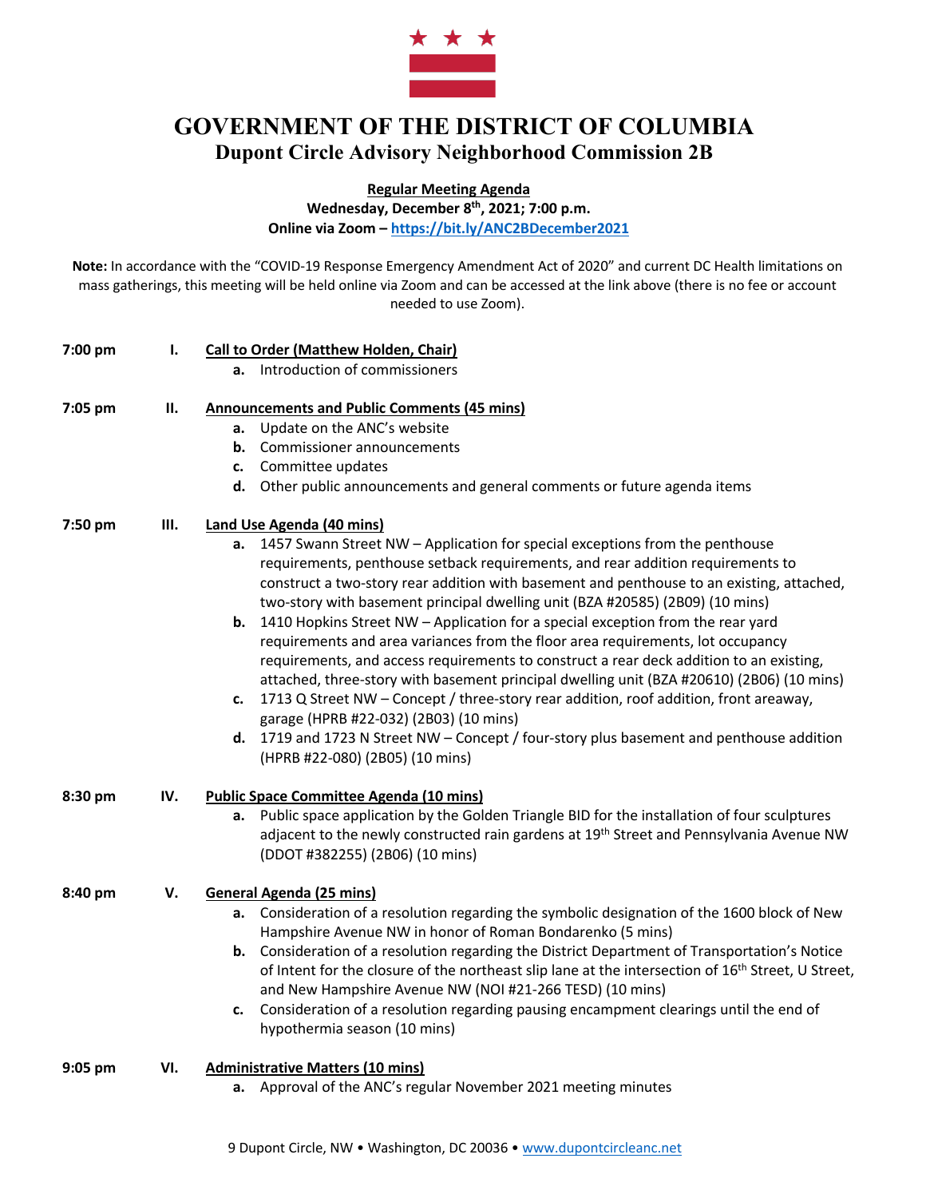# GOVERNMENT OF THE DISTRICT OF COLUMBIA

## Dupont Circle Advisory Neighborhood Commission 2B

**Regular Meeting Agenda**

**Wednesday, December 8th, 2021; 7:00 p.m.**

**Online via Zoom – https://bit.ly/ANC2BDecember2021**

**Note:** In accordance with the "COVID-19 Response Emergency Amendment Act of 2020" and current DC Health limitations on mass gatherings, this meeting will be held online via Zoom and can be accessed at the link above (there is no fee or account needed to use Zoom).

**7:00 pm — I. Call to Order (Matthew Holden, Chair)**

- **a.** Introduction of commissioners

**7:05 pm — II. Announcements and Public Comments (45 mins)**

- **a.** Update on the ANC's website
- **b.** Commissioner announcements
- **c.** Committee updates
- **d.** Other public announcements and general comments or future agenda items

**7:50 pm — III. Land Use Agenda (40 mins)**

- **a.** 1457 Swann Street NW – Application for special exceptions from the penthouse requirements, penthouse setback requirements, and rear addition requirements to construct a two-story rear addition with basement and penthouse to an existing, attached, two-story with basement principal dwelling unit (BZA #20585) (2B09) (10 mins)
- **b.** 1410 Hopkins Street NW – Application for a special exception from the rear yard requirements and area variances from the floor area requirements, lot occupancy requirements, and access requirements to construct a rear deck addition to an existing, attached, three-story with basement principal dwelling unit (BZA #20610) (2B06) (10 mins)
- **c.** 1713 Q Street NW – Concept / three-story rear addition, roof addition, front areaway, garage (HPRB #22-032) (2B03) (10 mins)
- **d.** 1719 and 1723 N Street NW – Concept / four-story plus basement and penthouse addition (HPRB #22-080) (2B05) (10 mins)

**8:30 pm — IV. Public Space Committee Agenda (10 mins)**

- **a.** Public space application by the Golden Triangle BID for the installation of four sculptures adjacent to the newly constructed rain gardens at 19th Street and Pennsylvania Avenue NW (DDOT #382255) (2B06) (10 mins)

**8:40 pm — V. General Agenda (25 mins)**

- **a.** Consideration of a resolution regarding the symbolic designation of the 1600 block of New Hampshire Avenue NW in honor of Roman Bondarenko (5 mins)
- **b.** Consideration of a resolution regarding the District Department of Transportation's Notice of Intent for the closure of the northeast slip lane at the intersection of 16th Street, U Street, and New Hampshire Avenue NW (NOI #21-266 TESD) (10 mins)
- **c.** Consideration of a resolution regarding pausing encampment clearings until the end of hypothermia season (10 mins)

**9:05 pm — VI. Administrative Matters (10 mins)**

- **a.** Approval of the ANC's regular November 2021 meeting minutes

9 Dupont Circle, NW • Washington, DC 20036 • www.dupontcircleanc.net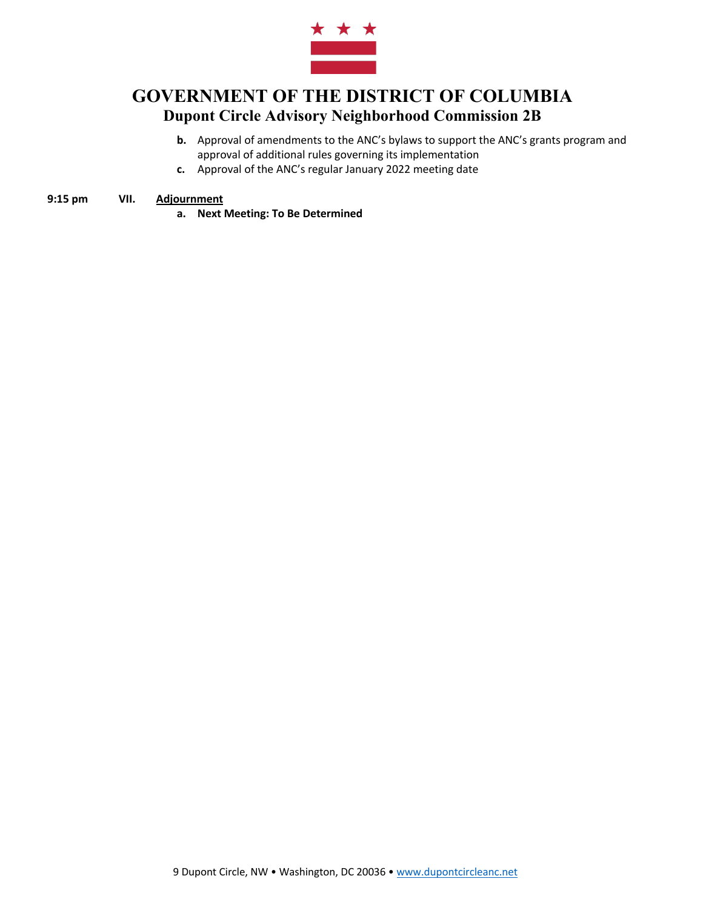# GOVERNMENT OF THE DISTRICT OF COLUMBIA

## Dupont Circle Advisory Neighborhood Commission 2B

- **b.** Approval of amendments to the ANC's bylaws to support the ANC's grants program and approval of additional rules governing its implementation
- **c.** Approval of the ANC's regular January 2022 meeting date

**9:15 pm** **VII.** **Adjournment**

- **a. Next Meeting: To Be Determined**

9 Dupont Circle, NW • Washington, DC 20036 • www.dupontcircleanc.net